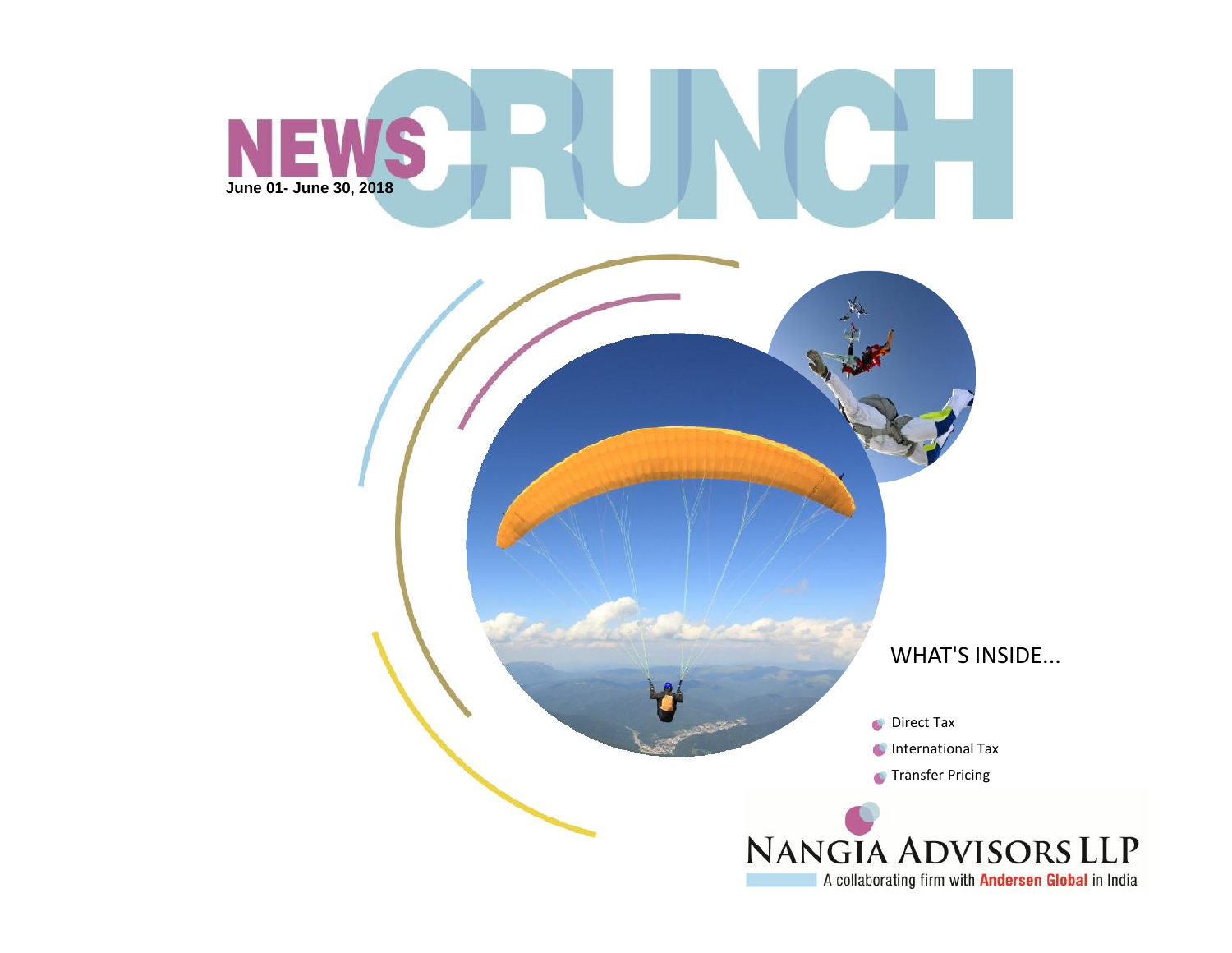# NEWS CRUNCH

**June 01- June 30, 2018**

WHAT'S INSIDE...

- Direct Tax
- International Tax
- Transfer Pricing

NANGIA ADVISORS LLP

A collaborating firm with **Andersen Global** in India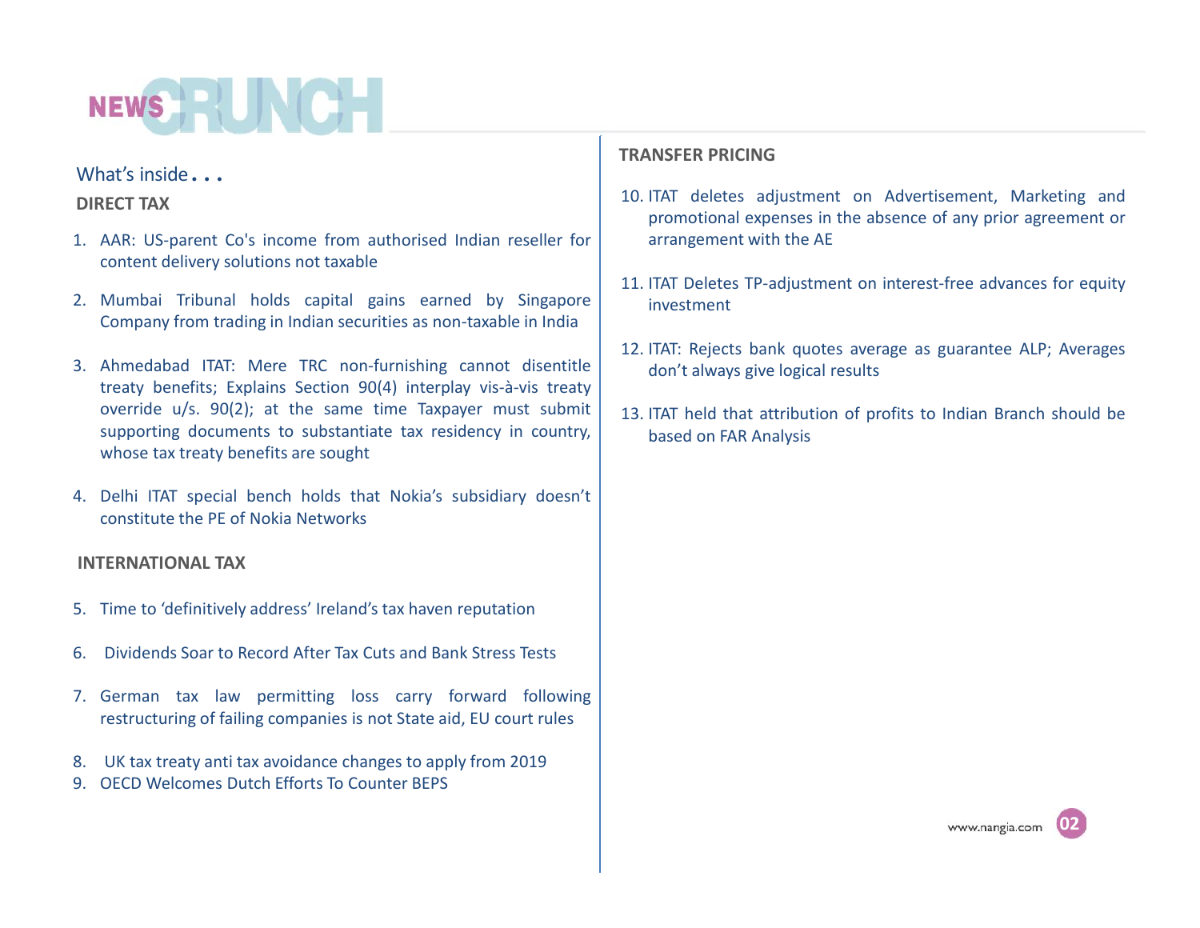# NEWS CRUNCH

## What's inside . . .

### DIRECT TAX

1. AAR: US-parent Co's income from authorised Indian reseller for content delivery solutions not taxable
2. Mumbai Tribunal holds capital gains earned by Singapore Company from trading in Indian securities as non-taxable in India
3. Ahmedabad ITAT: Mere TRC non-furnishing cannot disentitle treaty benefits; Explains Section 90(4) interplay vis-à-vis treaty override u/s. 90(2); at the same time Taxpayer must submit supporting documents to substantiate tax residency in country, whose tax treaty benefits are sought
4. Delhi ITAT special bench holds that Nokia's subsidiary doesn't constitute the PE of Nokia Networks

### INTERNATIONAL TAX

5. Time to 'definitively address' Ireland's tax haven reputation
6. Dividends Soar to Record After Tax Cuts and Bank Stress Tests
7. German tax law permitting loss carry forward following restructuring of failing companies is not State aid, EU court rules
8. UK tax treaty anti tax avoidance changes to apply from 2019
9. OECD Welcomes Dutch Efforts To Counter BEPS

### TRANSFER PRICING

10. ITAT deletes adjustment on Advertisement, Marketing and promotional expenses in the absence of any prior agreement or arrangement with the AE
11. ITAT Deletes TP-adjustment on interest-free advances for equity investment
12. ITAT: Rejects bank quotes average as guarantee ALP; Averages don't always give logical results
13. ITAT held that attribution of profits to Indian Branch should be based on FAR Analysis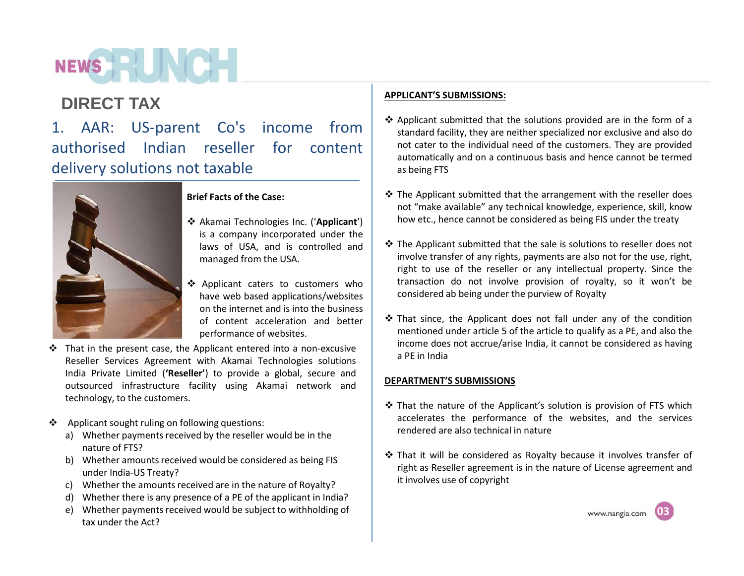## DIRECT TAX

### 1. AAR: US-parent Co's income from authorised Indian reseller for content delivery solutions not taxable

**Brief Facts of the Case:**

- Akamai Technologies Inc. ('**Applicant**') is a company incorporated under the laws of USA, and is controlled and managed from the USA.
- Applicant caters to customers who have web based applications/websites on the internet and is into the business of content acceleration and better performance of websites.
- That in the present case, the Applicant entered into a non-excusive Reseller Services Agreement with Akamai Technologies solutions India Private Limited (**'Reseller'**) to provide a global, secure and outsourced infrastructure facility using Akamai network and technology, to the customers.
- Applicant sought ruling on following questions:
  a) Whether payments received by the reseller would be in the nature of FTS?
  b) Whether amounts received would be considered as being FIS under India-US Treaty?
  c) Whether the amounts received are in the nature of Royalty?
  d) Whether there is any presence of a PE of the applicant in India?
  e) Whether payments received would be subject to withholding of tax under the Act?

**APPLICANT'S SUBMISSIONS:**

- Applicant submitted that the solutions provided are in the form of a standard facility, they are neither specialized nor exclusive and also do not cater to the individual need of the customers. They are provided automatically and on a continuous basis and hence cannot be termed as being FTS
- The Applicant submitted that the arrangement with the reseller does not "make available" any technical knowledge, experience, skill, know how etc., hence cannot be considered as being FIS under the treaty
- The Applicant submitted that the sale is solutions to reseller does not involve transfer of any rights, payments are also not for the use, right, right to use of the reseller or any intellectual property. Since the transaction do not involve provision of royalty, so it won't be considered ab being under the purview of Royalty
- That since, the Applicant does not fall under any of the condition mentioned under article 5 of the article to qualify as a PE, and also the income does not accrue/arise India, it cannot be considered as having a PE in India

**DEPARTMENT'S SUBMISSIONS**

- That the nature of the Applicant's solution is provision of FTS which accelerates the performance of the websites, and the services rendered are also technical in nature
- That it will be considered as Royalty because it involves transfer of right as Reseller agreement is in the nature of License agreement and it involves use of copyright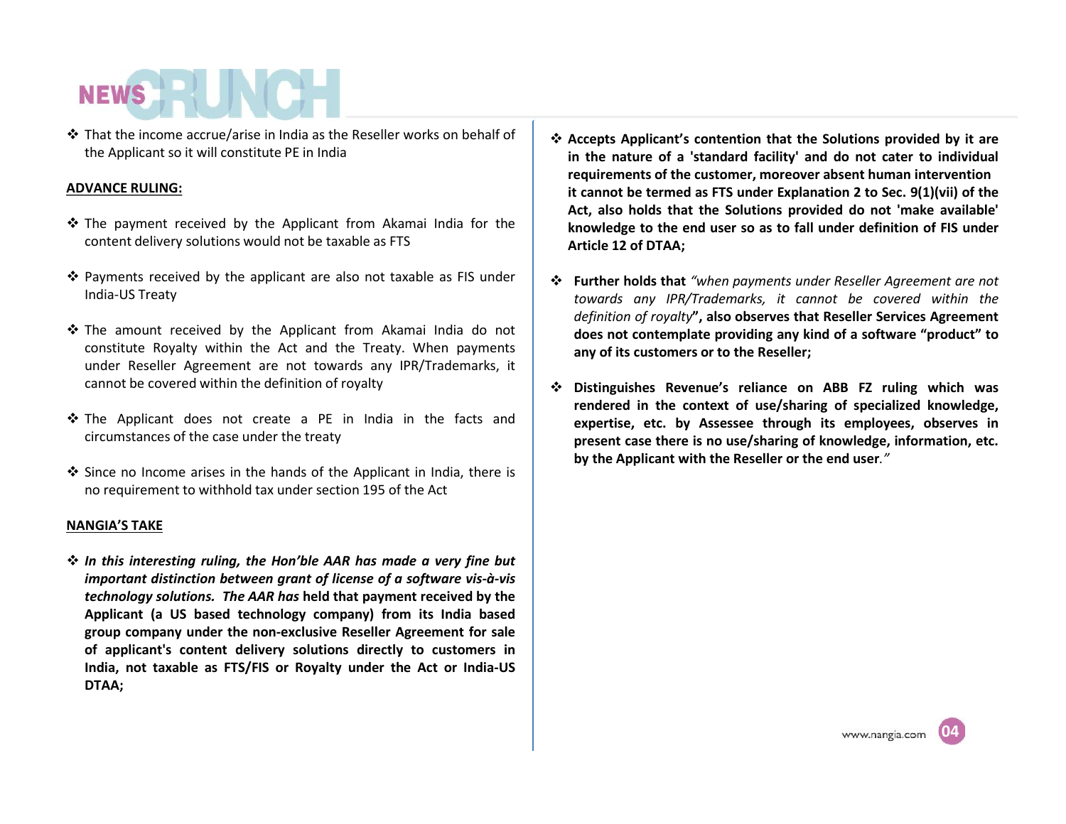- That the income accrue/arise in India as the Reseller works on behalf of the Applicant so it will constitute PE in India

**ADVANCE RULING:**

- The payment received by the Applicant from Akamai India for the content delivery solutions would not be taxable as FTS
- Payments received by the applicant are also not taxable as FIS under India-US Treaty
- The amount received by the Applicant from Akamai India do not constitute Royalty within the Act and the Treaty. When payments under Reseller Agreement are not towards any IPR/Trademarks, it cannot be covered within the definition of royalty
- The Applicant does not create a PE in India in the facts and circumstances of the case under the treaty
- Since no Income arises in the hands of the Applicant in India, there is no requirement to withhold tax under section 195 of the Act

**NANGIA'S TAKE**

- ***In this interesting ruling, the Hon'ble AAR has made a very fine but important distinction between grant of license of a software vis-à-vis technology solutions. The AAR has*** **held that payment received by the Applicant (a US based technology company) from its India based group company under the non-exclusive Reseller Agreement for sale of applicant's content delivery solutions directly to customers in India, not taxable as FTS/FIS or Royalty under the Act or India-US DTAA;**
- **Accepts Applicant's contention that the Solutions provided by it are in the nature of a 'standard facility' and do not cater to individual requirements of the customer, moreover absent human intervention it cannot be termed as FTS under Explanation 2 to Sec. 9(1)(vii) of the Act, also holds that the Solutions provided do not 'make available' knowledge to the end user so as to fall under definition of FIS under Article 12 of DTAA;**
- **Further holds that** *"when payments under Reseller Agreement are not towards any IPR/Trademarks, it cannot be covered within the definition of royalty***", also observes that Reseller Services Agreement does not contemplate providing any kind of a software "product" to any of its customers or to the Reseller;**
- **Distinguishes Revenue's reliance on ABB FZ ruling which was rendered in the context of use/sharing of specialized knowledge, expertise, etc. by Assessee through its employees, observes in present case there is no use/sharing of knowledge, information, etc. by the Applicant with the Reseller or the end user.***"*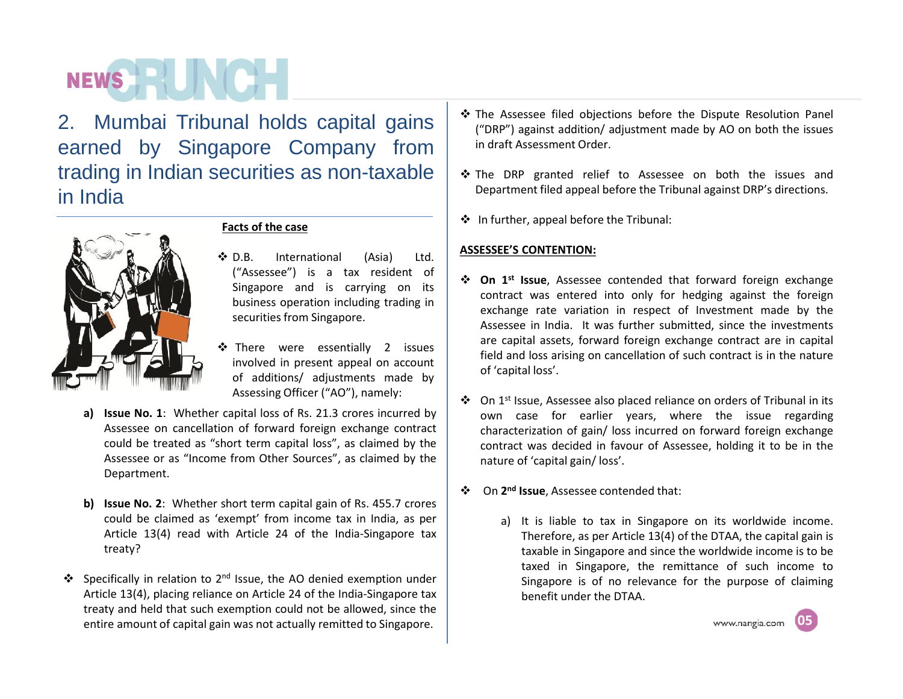## 2. Mumbai Tribunal holds capital gains earned by Singapore Company from trading in Indian securities as non-taxable in India

**Facts of the case**

- D.B. International (Asia) Ltd. ("Assessee") is a tax resident of Singapore and is carrying on its business operation including trading in securities from Singapore.

- There were essentially 2 issues involved in present appeal on account of additions/ adjustments made by Assessing Officer ("AO"), namely:

  **a) Issue No. 1**: Whether capital loss of Rs. 21.3 crores incurred by Assessee on cancellation of forward foreign exchange contract could be treated as "short term capital loss", as claimed by the Assessee or as "Income from Other Sources", as claimed by the Department.

  **b) Issue No. 2**: Whether short term capital gain of Rs. 455.7 crores could be claimed as 'exempt' from income tax in India, as per Article 13(4) read with Article 24 of the India-Singapore tax treaty?

- Specifically in relation to 2nd Issue, the AO denied exemption under Article 13(4), placing reliance on Article 24 of the India-Singapore tax treaty and held that such exemption could not be allowed, since the entire amount of capital gain was not actually remitted to Singapore.

- The Assessee filed objections before the Dispute Resolution Panel ("DRP") against addition/ adjustment made by AO on both the issues in draft Assessment Order.

- The DRP granted relief to Assessee on both the issues and Department filed appeal before the Tribunal against DRP's directions.

- In further, appeal before the Tribunal:

**ASSESSEE'S CONTENTION:**

- **On 1st Issue**, Assessee contended that forward foreign exchange contract was entered into only for hedging against the foreign exchange rate variation in respect of Investment made by the Assessee in India. It was further submitted, since the investments are capital assets, forward foreign exchange contract are in capital field and loss arising on cancellation of such contract is in the nature of 'capital loss'.

- On 1st Issue, Assessee also placed reliance on orders of Tribunal in its own case for earlier years, where the issue regarding characterization of gain/ loss incurred on forward foreign exchange contract was decided in favour of Assessee, holding it to be in the nature of 'capital gain/ loss'.

- On **2nd Issue**, Assessee contended that:

  a) It is liable to tax in Singapore on its worldwide income. Therefore, as per Article 13(4) of the DTAA, the capital gain is taxable in Singapore and since the worldwide income is to be taxed in Singapore, the remittance of such income to Singapore is of no relevance for the purpose of claiming benefit under the DTAA.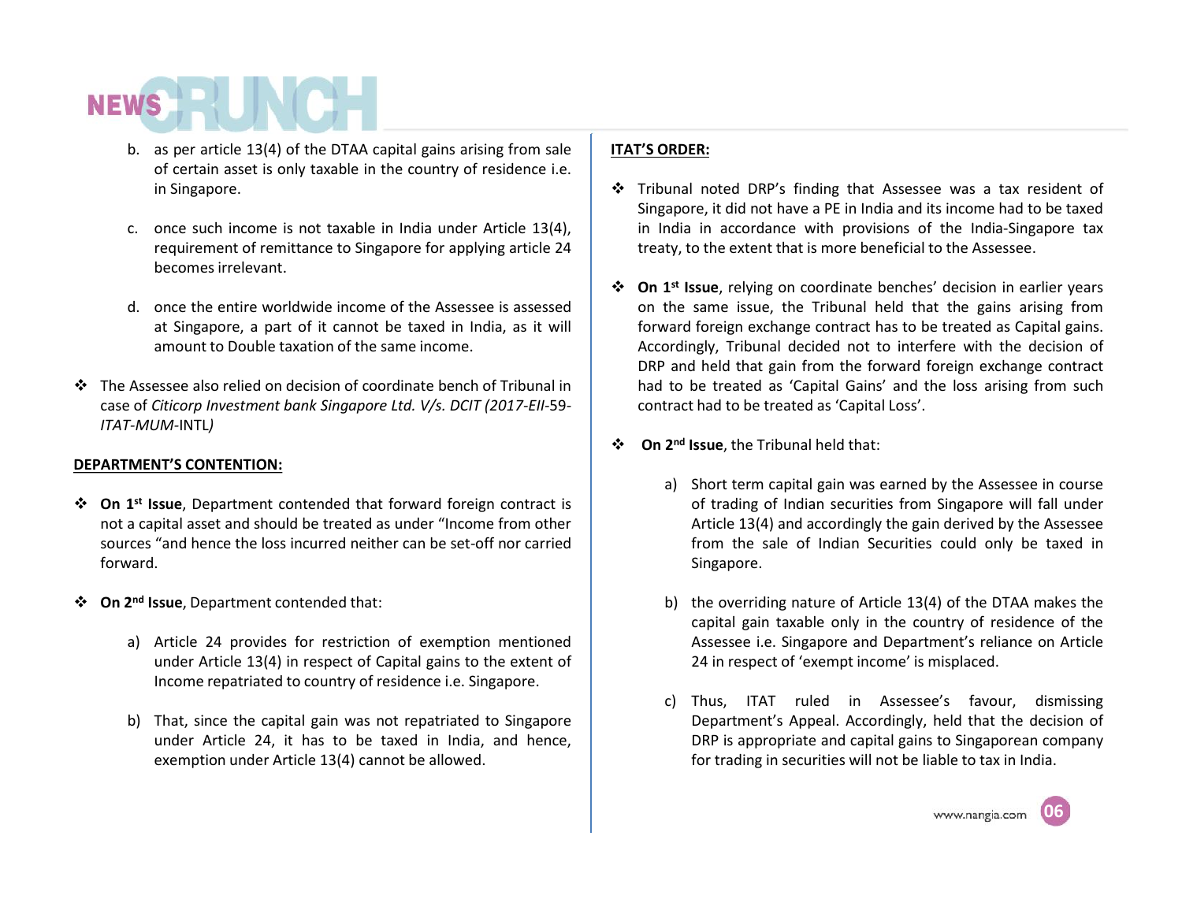b. as per article 13(4) of the DTAA capital gains arising from sale of certain asset is only taxable in the country of residence i.e. in Singapore.

c. once such income is not taxable in India under Article 13(4), requirement of remittance to Singapore for applying article 24 becomes irrelevant.

d. once the entire worldwide income of the Assessee is assessed at Singapore, a part of it cannot be taxed in India, as it will amount to Double taxation of the same income.

- The Assessee also relied on decision of coordinate bench of Tribunal in case of *Citicorp Investment bank Singapore Ltd. V/s. DCIT (2017-EII-*59-*ITAT-MUM-*INTL*)*

**DEPARTMENT'S CONTENTION:**

- **On 1st Issue**, Department contended that forward foreign contract is not a capital asset and should be treated as under "Income from other sources "and hence the loss incurred neither can be set-off nor carried forward.

- **On 2nd Issue**, Department contended that:

  a) Article 24 provides for restriction of exemption mentioned under Article 13(4) in respect of Capital gains to the extent of Income repatriated to country of residence i.e. Singapore.

  b) That, since the capital gain was not repatriated to Singapore under Article 24, it has to be taxed in India, and hence, exemption under Article 13(4) cannot be allowed.

**ITAT'S ORDER:**

- Tribunal noted DRP's finding that Assessee was a tax resident of Singapore, it did not have a PE in India and its income had to be taxed in India in accordance with provisions of the India-Singapore tax treaty, to the extent that is more beneficial to the Assessee.

- **On 1st Issue**, relying on coordinate benches' decision in earlier years on the same issue, the Tribunal held that the gains arising from forward foreign exchange contract has to be treated as Capital gains. Accordingly, Tribunal decided not to interfere with the decision of DRP and held that gain from the forward foreign exchange contract had to be treated as 'Capital Gains' and the loss arising from such contract had to be treated as 'Capital Loss'.

- **On 2nd Issue**, the Tribunal held that:

  a) Short term capital gain was earned by the Assessee in course of trading of Indian securities from Singapore will fall under Article 13(4) and accordingly the gain derived by the Assessee from the sale of Indian Securities could only be taxed in Singapore.

  b) the overriding nature of Article 13(4) of the DTAA makes the capital gain taxable only in the country of residence of the Assessee i.e. Singapore and Department's reliance on Article 24 in respect of 'exempt income' is misplaced.

  c) Thus, ITAT ruled in Assessee's favour, dismissing Department's Appeal. Accordingly, held that the decision of DRP is appropriate and capital gains to Singaporean company for trading in securities will not be liable to tax in India.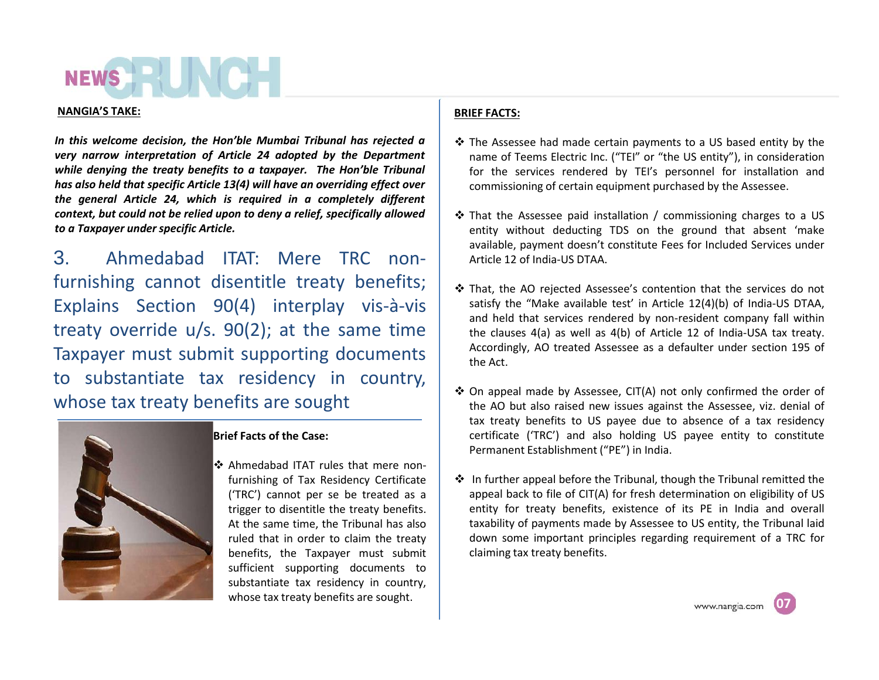**NANGIA'S TAKE:**

***In this welcome decision, the Hon'ble Mumbai Tribunal has rejected a very narrow interpretation of Article 24 adopted by the Department while denying the treaty benefits to a taxpayer. The Hon'ble Tribunal has also held that specific Article 13(4) will have an overriding effect over the general Article 24, which is required in a completely different context, but could not be relied upon to deny a relief, specifically allowed to a Taxpayer under specific Article.***

## 3. Ahmedabad ITAT: Mere TRC non-furnishing cannot disentitle treaty benefits; Explains Section 90(4) interplay vis-à-vis treaty override u/s. 90(2); at the same time Taxpayer must submit supporting documents to substantiate tax residency in country, whose tax treaty benefits are sought

**Brief Facts of the Case:**

❖ Ahmedabad ITAT rules that mere non-furnishing of Tax Residency Certificate ('TRC') cannot per se be treated as a trigger to disentitle the treaty benefits. At the same time, the Tribunal has also ruled that in order to claim the treaty benefits, the Taxpayer must submit sufficient supporting documents to substantiate tax residency in country, whose tax treaty benefits are sought.

**BRIEF FACTS:**

❖ The Assessee had made certain payments to a US based entity by the name of Teems Electric Inc. ("TEI" or "the US entity"), in consideration for the services rendered by TEI's personnel for installation and commissioning of certain equipment purchased by the Assessee.

❖ That the Assessee paid installation / commissioning charges to a US entity without deducting TDS on the ground that absent 'make available, payment doesn't constitute Fees for Included Services under Article 12 of India-US DTAA.

❖ That, the AO rejected Assessee's contention that the services do not satisfy the "Make available test' in Article 12(4)(b) of India-US DTAA, and held that services rendered by non-resident company fall within the clauses 4(a) as well as 4(b) of Article 12 of India-USA tax treaty. Accordingly, AO treated Assessee as a defaulter under section 195 of the Act.

❖ On appeal made by Assessee, CIT(A) not only confirmed the order of the AO but also raised new issues against the Assessee, viz. denial of tax treaty benefits to US payee due to absence of a tax residency certificate ('TRC') and also holding US payee entity to constitute Permanent Establishment ("PE") in India.

❖ In further appeal before the Tribunal, though the Tribunal remitted the appeal back to file of CIT(A) for fresh determination on eligibility of US entity for treaty benefits, existence of its PE in India and overall taxability of payments made by Assessee to US entity, the Tribunal laid down some important principles regarding requirement of a TRC for claiming tax treaty benefits.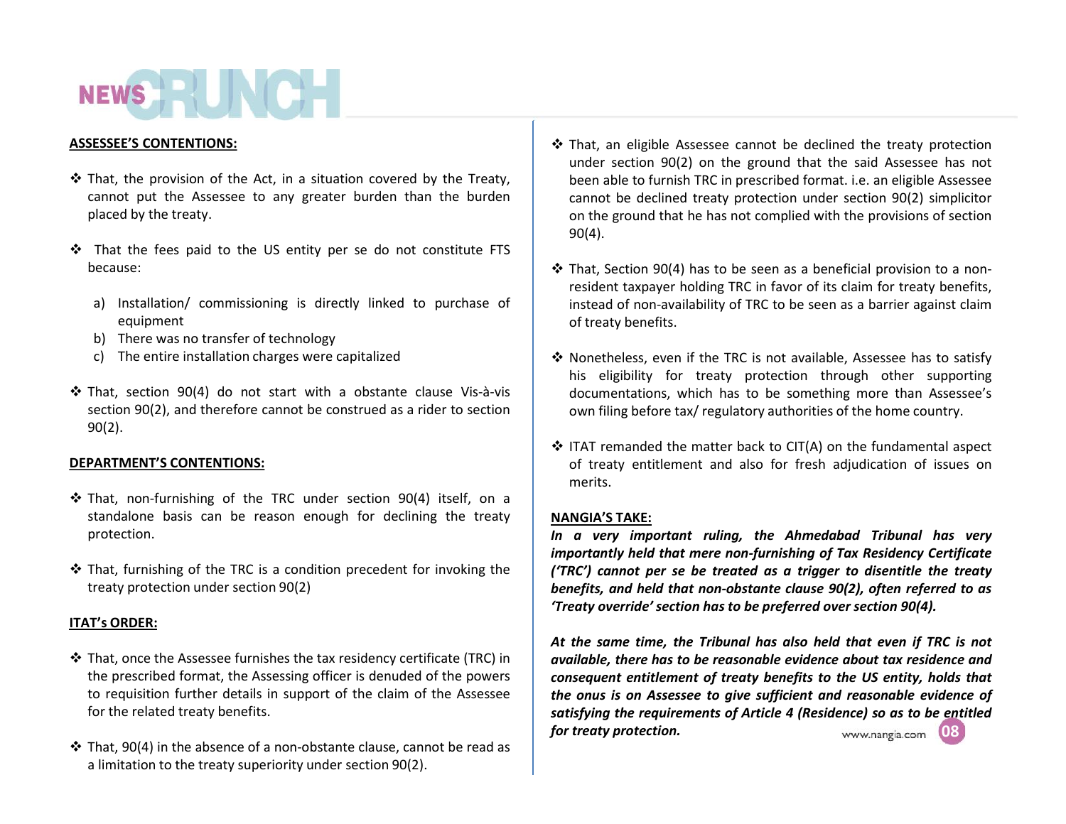**ASSESSEE'S CONTENTIONS:**

- That, the provision of the Act, in a situation covered by the Treaty, cannot put the Assessee to any greater burden than the burden placed by the treaty.

- That the fees paid to the US entity per se do not constitute FTS because:

  a) Installation/ commissioning is directly linked to purchase of equipment
  b) There was no transfer of technology
  c) The entire installation charges were capitalized

- That, section 90(4) do not start with a obstante clause Vis-à-vis section 90(2), and therefore cannot be construed as a rider to section 90(2).

**DEPARTMENT'S CONTENTIONS:**

- That, non-furnishing of the TRC under section 90(4) itself, on a standalone basis can be reason enough for declining the treaty protection.

- That, furnishing of the TRC is a condition precedent for invoking the treaty protection under section 90(2)

**ITAT's ORDER:**

- That, once the Assessee furnishes the tax residency certificate (TRC) in the prescribed format, the Assessing officer is denuded of the powers to requisition further details in support of the claim of the Assessee for the related treaty benefits.

- That, 90(4) in the absence of a non-obstante clause, cannot be read as a limitation to the treaty superiority under section 90(2).

- That, an eligible Assessee cannot be declined the treaty protection under section 90(2) on the ground that the said Assessee has not been able to furnish TRC in prescribed format. i.e. an eligible Assessee cannot be declined treaty protection under section 90(2) simplicitor on the ground that he has not complied with the provisions of section 90(4).

- That, Section 90(4) has to be seen as a beneficial provision to a non-resident taxpayer holding TRC in favor of its claim for treaty benefits, instead of non-availability of TRC to be seen as a barrier against claim of treaty benefits.

- Nonetheless, even if the TRC is not available, Assessee has to satisfy his eligibility for treaty protection through other supporting documentations, which has to be something more than Assessee's own filing before tax/ regulatory authorities of the home country.

- ITAT remanded the matter back to CIT(A) on the fundamental aspect of treaty entitlement and also for fresh adjudication of issues on merits.

**NANGIA'S TAKE:**

***In a very important ruling, the Ahmedabad Tribunal has very importantly held that mere non-furnishing of Tax Residency Certificate ('TRC') cannot per se be treated as a trigger to disentitle the treaty benefits, and held that non-obstante clause 90(2), often referred to as 'Treaty override' section has to be preferred over section 90(4).***

***At the same time, the Tribunal has also held that even if TRC is not available, there has to be reasonable evidence about tax residence and consequent entitlement of treaty benefits to the US entity, holds that the onus is on Assessee to give sufficient and reasonable evidence of satisfying the requirements of Article 4 (Residence) so as to be entitled for treaty protection.***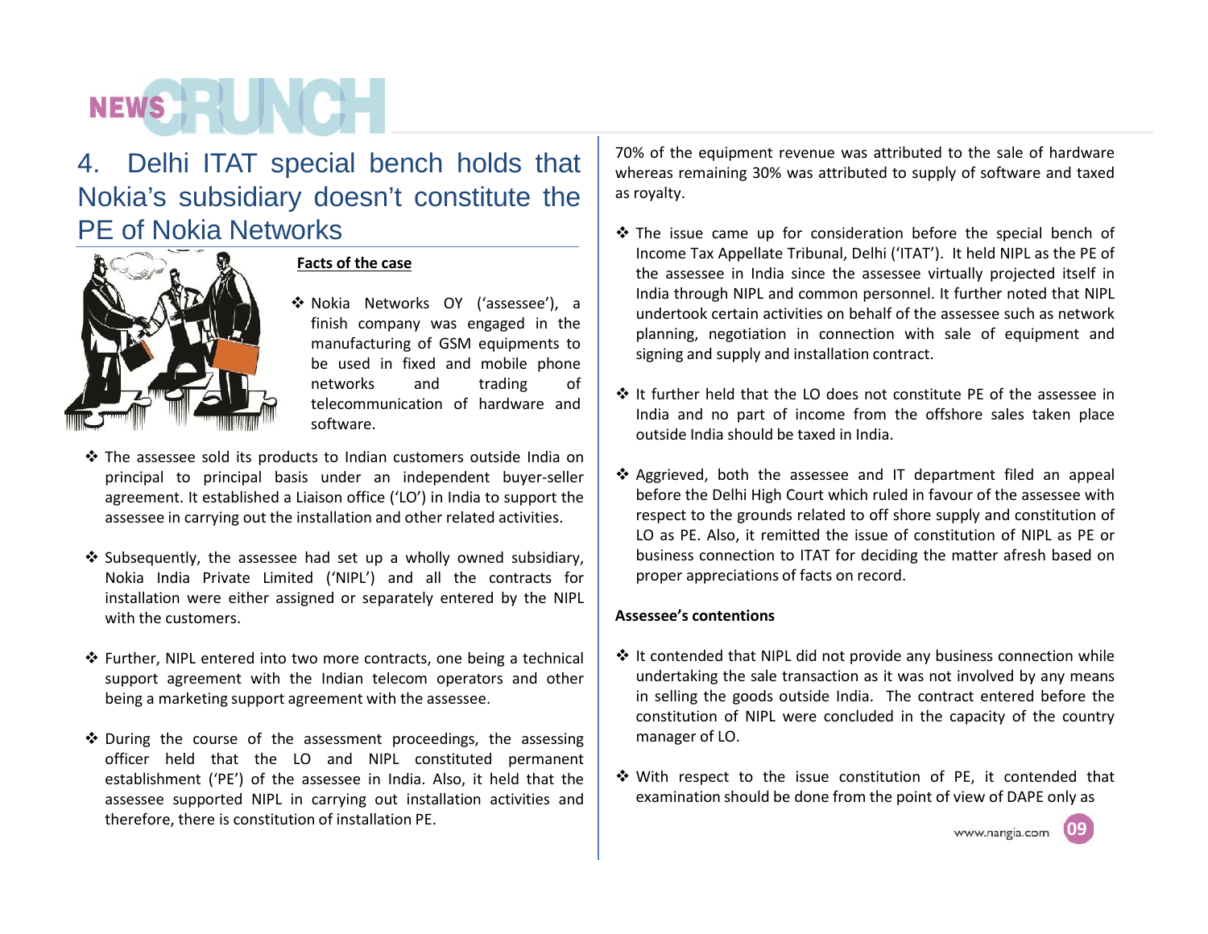## 4. Delhi ITAT special bench holds that Nokia's subsidiary doesn't constitute the PE of Nokia Networks

**Facts of the case**

- Nokia Networks OY ('assessee'), a finish company was engaged in the manufacturing of GSM equipments to be used in fixed and mobile phone networks and trading of telecommunication of hardware and software.

- The assessee sold its products to Indian customers outside India on principal to principal basis under an independent buyer-seller agreement. It established a Liaison office ('LO') in India to support the assessee in carrying out the installation and other related activities.

- Subsequently, the assessee had set up a wholly owned subsidiary, Nokia India Private Limited ('NIPL') and all the contracts for installation were either assigned or separately entered by the NIPL with the customers.

- Further, NIPL entered into two more contracts, one being a technical support agreement with the Indian telecom operators and other being a marketing support agreement with the assessee.

- During the course of the assessment proceedings, the assessing officer held that the LO and NIPL constituted permanent establishment ('PE') of the assessee in India. Also, it held that the assessee supported NIPL in carrying out installation activities and therefore, there is constitution of installation PE. 70% of the equipment revenue was attributed to the sale of hardware whereas remaining 30% was attributed to supply of software and taxed as royalty.

- The issue came up for consideration before the special bench of Income Tax Appellate Tribunal, Delhi ('ITAT'). It held NIPL as the PE of the assessee in India since the assessee virtually projected itself in India through NIPL and common personnel. It further noted that NIPL undertook certain activities on behalf of the assessee such as network planning, negotiation in connection with sale of equipment and signing and supply and installation contract.

- It further held that the LO does not constitute PE of the assessee in India and no part of income from the offshore sales taken place outside India should be taxed in India.

- Aggrieved, both the assessee and IT department filed an appeal before the Delhi High Court which ruled in favour of the assessee with respect to the grounds related to off shore supply and constitution of LO as PE. Also, it remitted the issue of constitution of NIPL as PE or business connection to ITAT for deciding the matter afresh based on proper appreciations of facts on record.

**Assessee's contentions**

- It contended that NIPL did not provide any business connection while undertaking the sale transaction as it was not involved by any means in selling the goods outside India. The contract entered before the constitution of NIPL were concluded in the capacity of the country manager of LO.

- With respect to the issue constitution of PE, it contended that examination should be done from the point of view of DAPE only as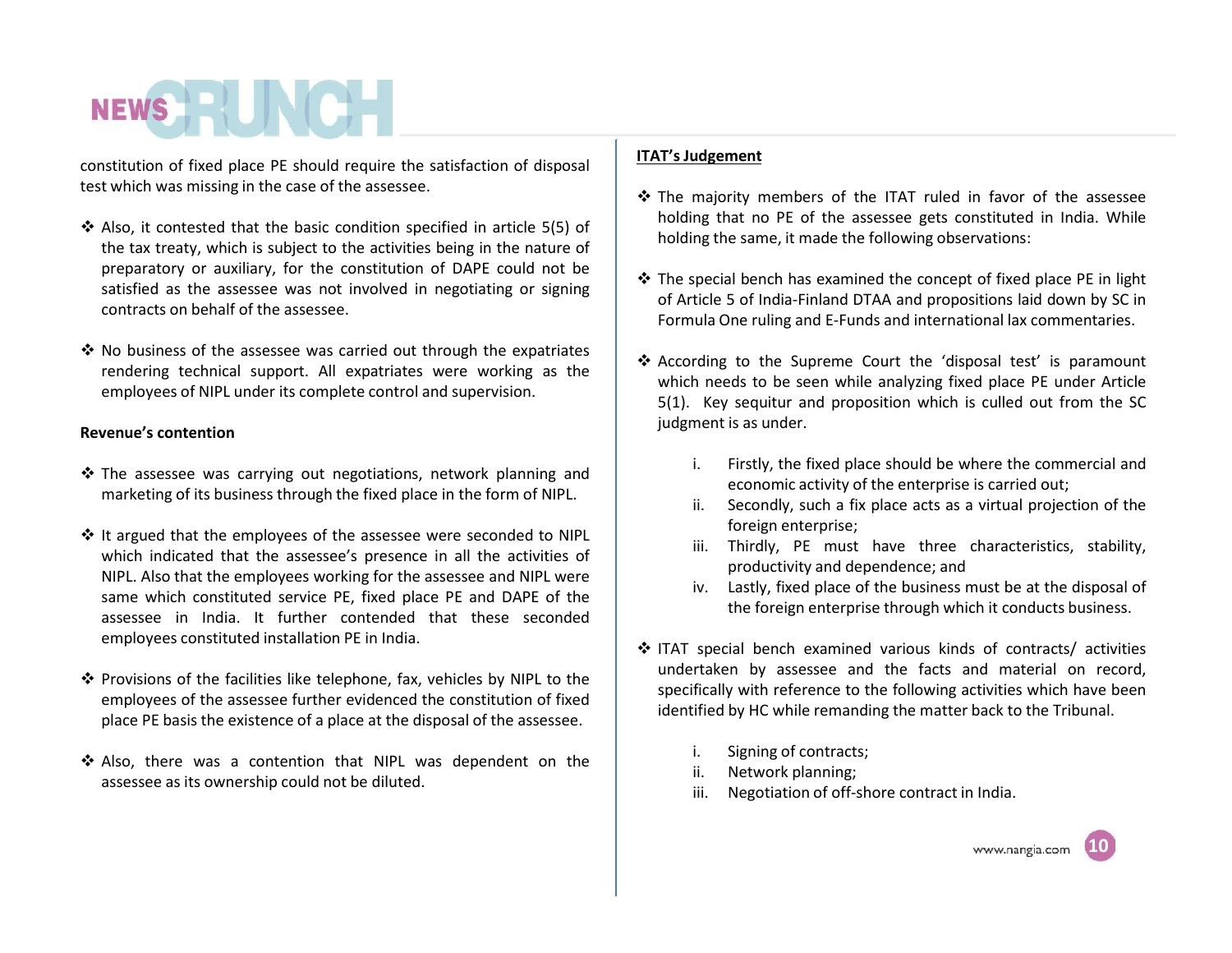constitution of fixed place PE should require the satisfaction of disposal test which was missing in the case of the assessee.

- Also, it contested that the basic condition specified in article 5(5) of the tax treaty, which is subject to the activities being in the nature of preparatory or auxiliary, for the constitution of DAPE could not be satisfied as the assessee was not involved in negotiating or signing contracts on behalf of the assessee.

- No business of the assessee was carried out through the expatriates rendering technical support. All expatriates were working as the employees of NIPL under its complete control and supervision.

**Revenue's contention**

- The assessee was carrying out negotiations, network planning and marketing of its business through the fixed place in the form of NIPL.

- It argued that the employees of the assessee were seconded to NIPL which indicated that the assessee's presence in all the activities of NIPL. Also that the employees working for the assessee and NIPL were same which constituted service PE, fixed place PE and DAPE of the assessee in India. It further contended that these seconded employees constituted installation PE in India.

- Provisions of the facilities like telephone, fax, vehicles by NIPL to the employees of the assessee further evidenced the constitution of fixed place PE basis the existence of a place at the disposal of the assessee.

- Also, there was a contention that NIPL was dependent on the assessee as its ownership could not be diluted.

**ITAT's Judgement**

- The majority members of the ITAT ruled in favor of the assessee holding that no PE of the assessee gets constituted in India. While holding the same, it made the following observations:

- The special bench has examined the concept of fixed place PE in light of Article 5 of India-Finland DTAA and propositions laid down by SC in Formula One ruling and E-Funds and international lax commentaries.

- According to the Supreme Court the 'disposal test' is paramount which needs to be seen while analyzing fixed place PE under Article 5(1). Key sequitur and proposition which is culled out from the SC judgment is as under.

  i. Firstly, the fixed place should be where the commercial and economic activity of the enterprise is carried out;
  ii. Secondly, such a fix place acts as a virtual projection of the foreign enterprise;
  iii. Thirdly, PE must have three characteristics, stability, productivity and dependence; and
  iv. Lastly, fixed place of the business must be at the disposal of the foreign enterprise through which it conducts business.

- ITAT special bench examined various kinds of contracts/ activities undertaken by assessee and the facts and material on record, specifically with reference to the following activities which have been identified by HC while remanding the matter back to the Tribunal.

  i. Signing of contracts;
  ii. Network planning;
  iii. Negotiation of off-shore contract in India.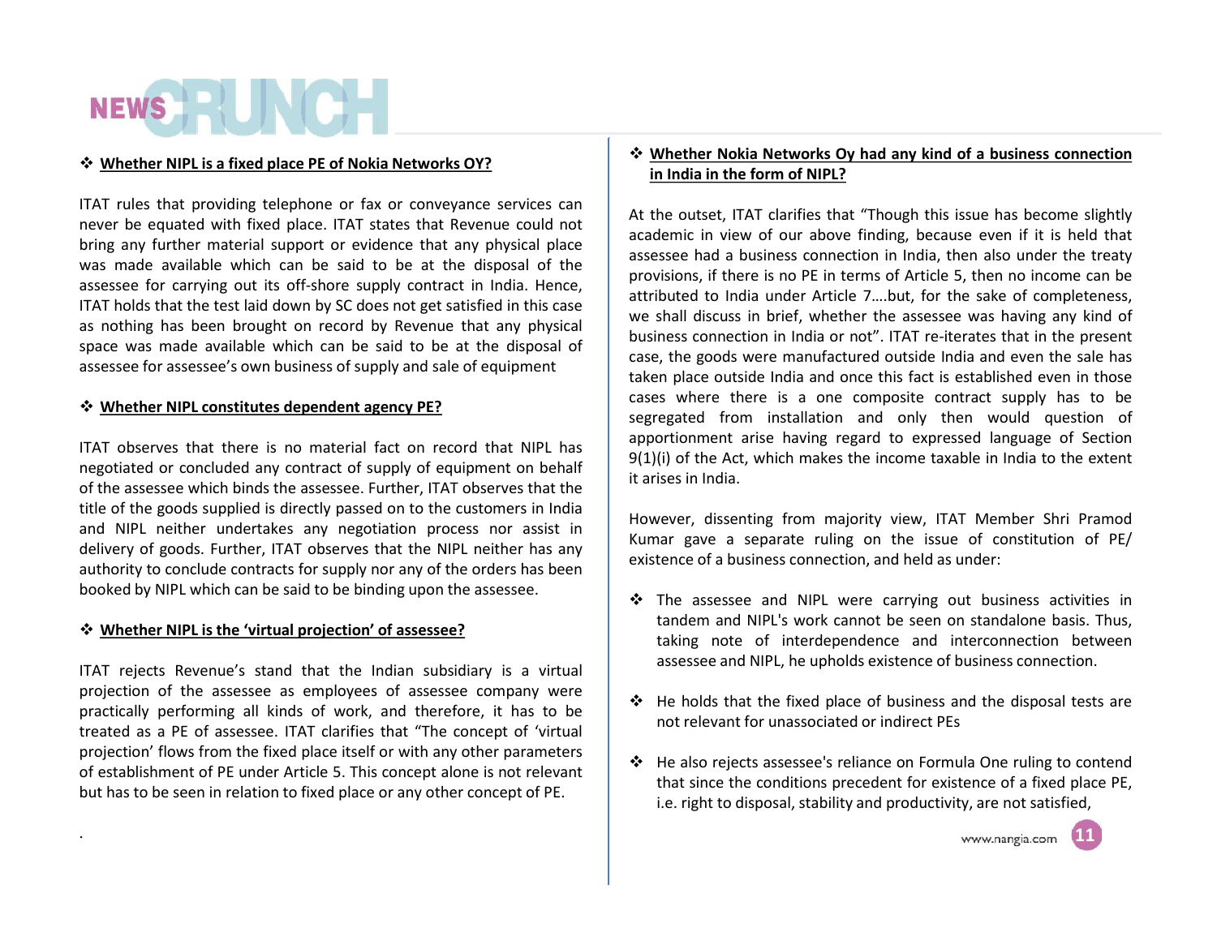### ❖ Whether NIPL is a fixed place PE of Nokia Networks OY?

ITAT rules that providing telephone or fax or conveyance services can never be equated with fixed place. ITAT states that Revenue could not bring any further material support or evidence that any physical place was made available which can be said to be at the disposal of the assessee for carrying out its off-shore supply contract in India. Hence, ITAT holds that the test laid down by SC does not get satisfied in this case as nothing has been brought on record by Revenue that any physical space was made available which can be said to be at the disposal of assessee for assessee's own business of supply and sale of equipment

### ❖ Whether NIPL constitutes dependent agency PE?

ITAT observes that there is no material fact on record that NIPL has negotiated or concluded any contract of supply of equipment on behalf of the assessee which binds the assessee. Further, ITAT observes that the title of the goods supplied is directly passed on to the customers in India and NIPL neither undertakes any negotiation process nor assist in delivery of goods. Further, ITAT observes that the NIPL neither has any authority to conclude contracts for supply nor any of the orders has been booked by NIPL which can be said to be binding upon the assessee.

### ❖ Whether NIPL is the 'virtual projection' of assessee?

ITAT rejects Revenue's stand that the Indian subsidiary is a virtual projection of the assessee as employees of assessee company were practically performing all kinds of work, and therefore, it has to be treated as a PE of assessee. ITAT clarifies that "The concept of 'virtual projection' flows from the fixed place itself or with any other parameters of establishment of PE under Article 5. This concept alone is not relevant but has to be seen in relation to fixed place or any other concept of PE.

### ❖ Whether Nokia Networks Oy had any kind of a business connection in India in the form of NIPL?

At the outset, ITAT clarifies that "Though this issue has become slightly academic in view of our above finding, because even if it is held that assessee had a business connection in India, then also under the treaty provisions, if there is no PE in terms of Article 5, then no income can be attributed to India under Article 7….but, for the sake of completeness, we shall discuss in brief, whether the assessee was having any kind of business connection in India or not". ITAT re-iterates that in the present case, the goods were manufactured outside India and even the sale has taken place outside India and once this fact is established even in those cases where there is a one composite contract supply has to be segregated from installation and only then would question of apportionment arise having regard to expressed language of Section 9(1)(i) of the Act, which makes the income taxable in India to the extent it arises in India.

However, dissenting from majority view, ITAT Member Shri Pramod Kumar gave a separate ruling on the issue of constitution of PE/ existence of a business connection, and held as under:

- The assessee and NIPL were carrying out business activities in tandem and NIPL's work cannot be seen on standalone basis. Thus, taking note of interdependence and interconnection between assessee and NIPL, he upholds existence of business connection.
- He holds that the fixed place of business and the disposal tests are not relevant for unassociated or indirect PEs
- He also rejects assessee's reliance on Formula One ruling to contend that since the conditions precedent for existence of a fixed place PE, i.e. right to disposal, stability and productivity, are not satisfied,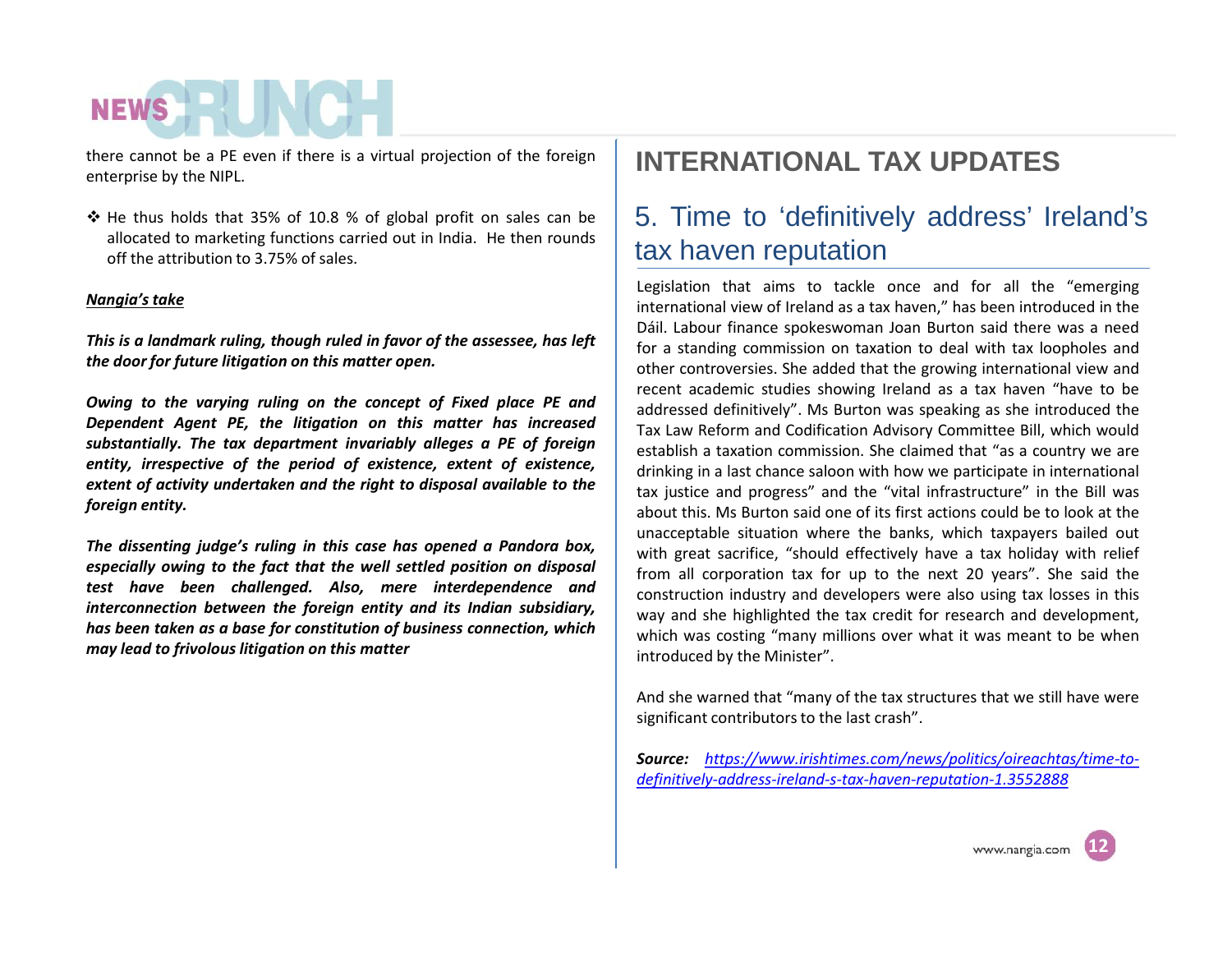there cannot be a PE even if there is a virtual projection of the foreign enterprise by the NIPL.

- He thus holds that 35% of 10.8 % of global profit on sales can be allocated to marketing functions carried out in India. He then rounds off the attribution to 3.75% of sales.

***Nangia's take***

***This is a landmark ruling, though ruled in favor of the assessee, has left the door for future litigation on this matter open.***

***Owing to the varying ruling on the concept of Fixed place PE and Dependent Agent PE, the litigation on this matter has increased substantially. The tax department invariably alleges a PE of foreign entity, irrespective of the period of existence, extent of existence, extent of activity undertaken and the right to disposal available to the foreign entity.***

***The dissenting judge's ruling in this case has opened a Pandora box, especially owing to the fact that the well settled position on disposal test have been challenged. Also, mere interdependence and interconnection between the foreign entity and its Indian subsidiary, has been taken as a base for constitution of business connection, which may lead to frivolous litigation on this matter***

# INTERNATIONAL TAX UPDATES

## 5. Time to 'definitively address' Ireland's tax haven reputation

Legislation that aims to tackle once and for all the "emerging international view of Ireland as a tax haven," has been introduced in the Dáil. Labour finance spokeswoman Joan Burton said there was a need for a standing commission on taxation to deal with tax loopholes and other controversies. She added that the growing international view and recent academic studies showing Ireland as a tax haven "have to be addressed definitively". Ms Burton was speaking as she introduced the Tax Law Reform and Codification Advisory Committee Bill, which would establish a taxation commission. She claimed that "as a country we are drinking in a last chance saloon with how we participate in international tax justice and progress" and the "vital infrastructure" in the Bill was about this. Ms Burton said one of its first actions could be to look at the unacceptable situation where the banks, which taxpayers bailed out with great sacrifice, "should effectively have a tax holiday with relief from all corporation tax for up to the next 20 years". She said the construction industry and developers were also using tax losses in this way and she highlighted the tax credit for research and development, which was costing "many millions over what it was meant to be when introduced by the Minister".

And she warned that "many of the tax structures that we still have were significant contributors to the last crash".

***Source:*** *[https://www.irishtimes.com/news/politics/oireachtas/time-to-definitively-address-ireland-s-tax-haven-reputation-1.3552888](https://www.irishtimes.com/news/politics/oireachtas/time-to-definitively-address-ireland-s-tax-haven-reputation-1.3552888)*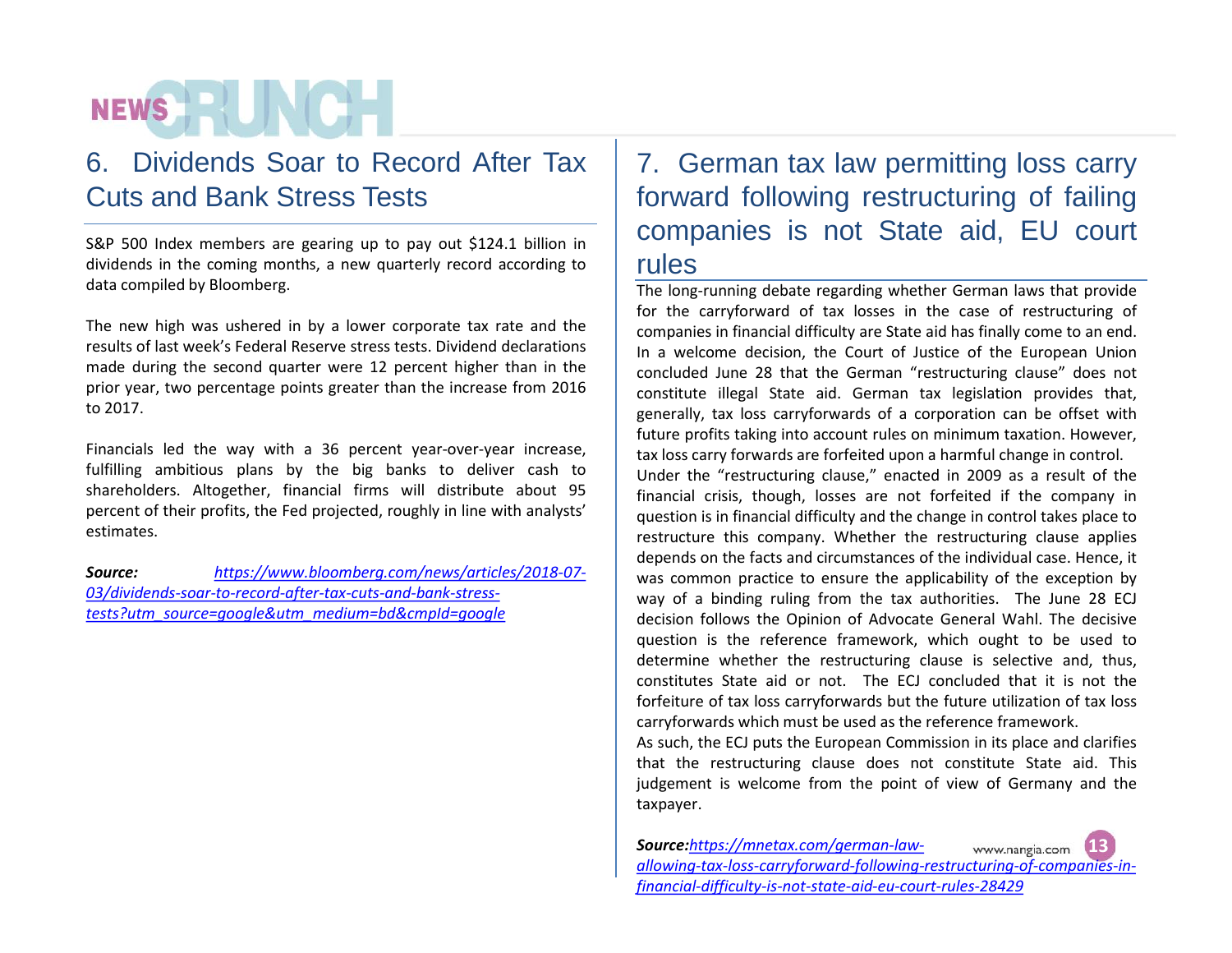## 6. Dividends Soar to Record After Tax Cuts and Bank Stress Tests

S&P 500 Index members are gearing up to pay out $124.1 billion in dividends in the coming months, a new quarterly record according to data compiled by Bloomberg.

The new high was ushered in by a lower corporate tax rate and the results of last week's Federal Reserve stress tests. Dividend declarations made during the second quarter were 12 percent higher than in the prior year, two percentage points greater than the increase from 2016 to 2017.

Financials led the way with a 36 percent year-over-year increase, fulfilling ambitious plans by the big banks to deliver cash to shareholders. Altogether, financial firms will distribute about 95 percent of their profits, the Fed projected, roughly in line with analysts' estimates.

***Source:*** *https://www.bloomberg.com/news/articles/2018-07-03/dividends-soar-to-record-after-tax-cuts-and-bank-stress-tests?utm_source=google&utm_medium=bd&cmpId=google*

## 7. German tax law permitting loss carry forward following restructuring of failing companies is not State aid, EU court rules

The long-running debate regarding whether German laws that provide for the carryforward of tax losses in the case of restructuring of companies in financial difficulty are State aid has finally come to an end. In a welcome decision, the Court of Justice of the European Union concluded June 28 that the German "restructuring clause" does not constitute illegal State aid. German tax legislation provides that, generally, tax loss carryforwards of a corporation can be offset with future profits taking into account rules on minimum taxation. However, tax loss carry forwards are forfeited upon a harmful change in control.

Under the "restructuring clause," enacted in 2009 as a result of the financial crisis, though, losses are not forfeited if the company in question is in financial difficulty and the change in control takes place to restructure this company. Whether the restructuring clause applies depends on the facts and circumstances of the individual case. Hence, it was common practice to ensure the applicability of the exception by way of a binding ruling from the tax authorities. The June 28 ECJ decision follows the Opinion of Advocate General Wahl. The decisive question is the reference framework, which ought to be used to determine whether the restructuring clause is selective and, thus, constitutes State aid or not. The ECJ concluded that it is not the forfeiture of tax loss carryforwards but the future utilization of tax loss carryforwards which must be used as the reference framework.

As such, the ECJ puts the European Commission in its place and clarifies that the restructuring clause does not constitute State aid. This judgement is welcome from the point of view of Germany and the taxpayer.

***Source:*** *https://mnetax.com/german-law-allowing-tax-loss-carryforward-following-restructuring-of-companies-in-financial-difficulty-is-not-state-aid-eu-court-rules-28429*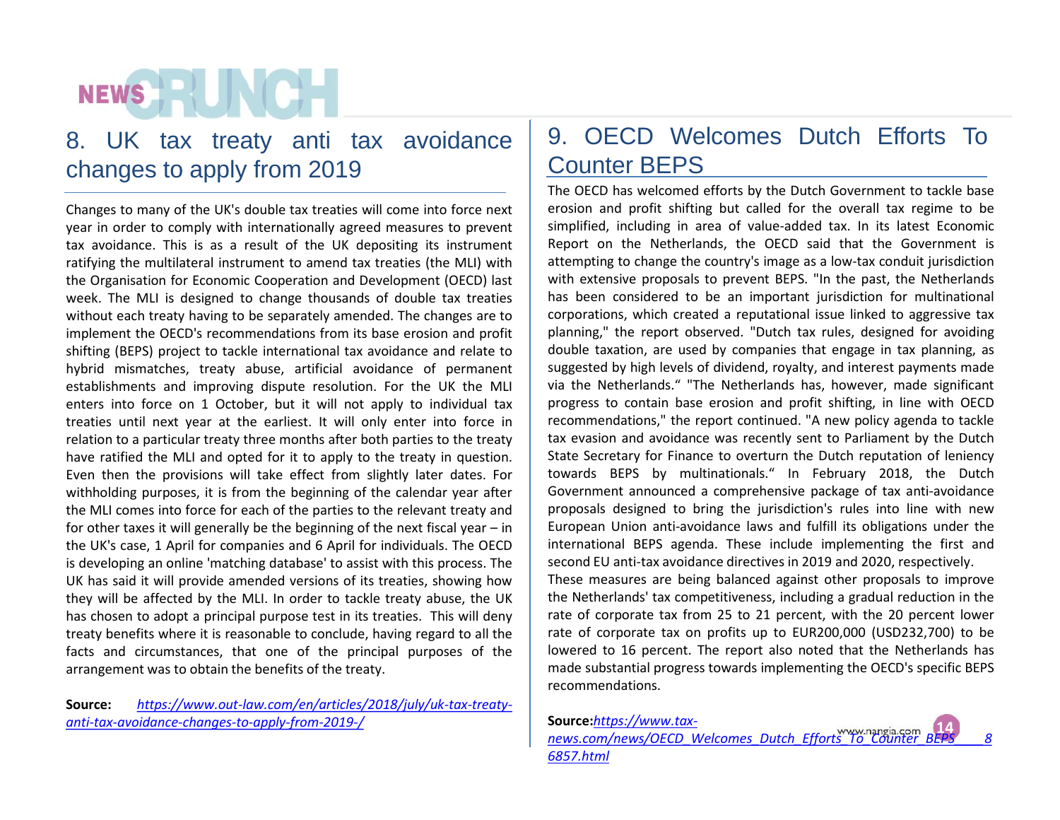## 8. UK tax treaty anti tax avoidance changes to apply from 2019

Changes to many of the UK's double tax treaties will come into force next year in order to comply with internationally agreed measures to prevent tax avoidance. This is as a result of the UK depositing its instrument ratifying the multilateral instrument to amend tax treaties (the MLI) with the Organisation for Economic Cooperation and Development (OECD) last week. The MLI is designed to change thousands of double tax treaties without each treaty having to be separately amended. The changes are to implement the OECD's recommendations from its base erosion and profit shifting (BEPS) project to tackle international tax avoidance and relate to hybrid mismatches, treaty abuse, artificial avoidance of permanent establishments and improving dispute resolution. For the UK the MLI enters into force on 1 October, but it will not apply to individual tax treaties until next year at the earliest. It will only enter into force in relation to a particular treaty three months after both parties to the treaty have ratified the MLI and opted for it to apply to the treaty in question. Even then the provisions will take effect from slightly later dates. For withholding purposes, it is from the beginning of the calendar year after the MLI comes into force for each of the parties to the relevant treaty and for other taxes it will generally be the beginning of the next fiscal year – in the UK's case, 1 April for companies and 6 April for individuals. The OECD is developing an online 'matching database' to assist with this process. The UK has said it will provide amended versions of its treaties, showing how they will be affected by the MLI. In order to tackle treaty abuse, the UK has chosen to adopt a principal purpose test in its treaties. This will deny treaty benefits where it is reasonable to conclude, having regard to all the facts and circumstances, that one of the principal purposes of the arrangement was to obtain the benefits of the treaty.

**Source:** *https://www.out-law.com/en/articles/2018/july/uk-tax-treaty-anti-tax-avoidance-changes-to-apply-from-2019-/*

## 9. OECD Welcomes Dutch Efforts To Counter BEPS

The OECD has welcomed efforts by the Dutch Government to tackle base erosion and profit shifting but called for the overall tax regime to be simplified, including in area of value-added tax. In its latest Economic Report on the Netherlands, the OECD said that the Government is attempting to change the country's image as a low-tax conduit jurisdiction with extensive proposals to prevent BEPS. "In the past, the Netherlands has been considered to be an important jurisdiction for multinational corporations, which created a reputational issue linked to aggressive tax planning," the report observed. "Dutch tax rules, designed for avoiding double taxation, are used by companies that engage in tax planning, as suggested by high levels of dividend, royalty, and interest payments made via the Netherlands." "The Netherlands has, however, made significant progress to contain base erosion and profit shifting, in line with OECD recommendations," the report continued. "A new policy agenda to tackle tax evasion and avoidance was recently sent to Parliament by the Dutch State Secretary for Finance to overturn the Dutch reputation of leniency towards BEPS by multinationals." In February 2018, the Dutch Government announced a comprehensive package of tax anti-avoidance proposals designed to bring the jurisdiction's rules into line with new European Union anti-avoidance laws and fulfill its obligations under the international BEPS agenda. These include implementing the first and second EU anti-tax avoidance directives in 2019 and 2020, respectively.

These measures are being balanced against other proposals to improve the Netherlands' tax competitiveness, including a gradual reduction in the rate of corporate tax from 25 to 21 percent, with the 20 percent lower rate of corporate tax on profits up to EUR200,000 (USD232,700) to be lowered to 16 percent. The report also noted that the Netherlands has made substantial progress towards implementing the OECD's specific BEPS recommendations.

**Source:** *https://www.tax-news.com/news/OECD_Welcomes_Dutch_Efforts_To_Counter_BEPS____86857.html*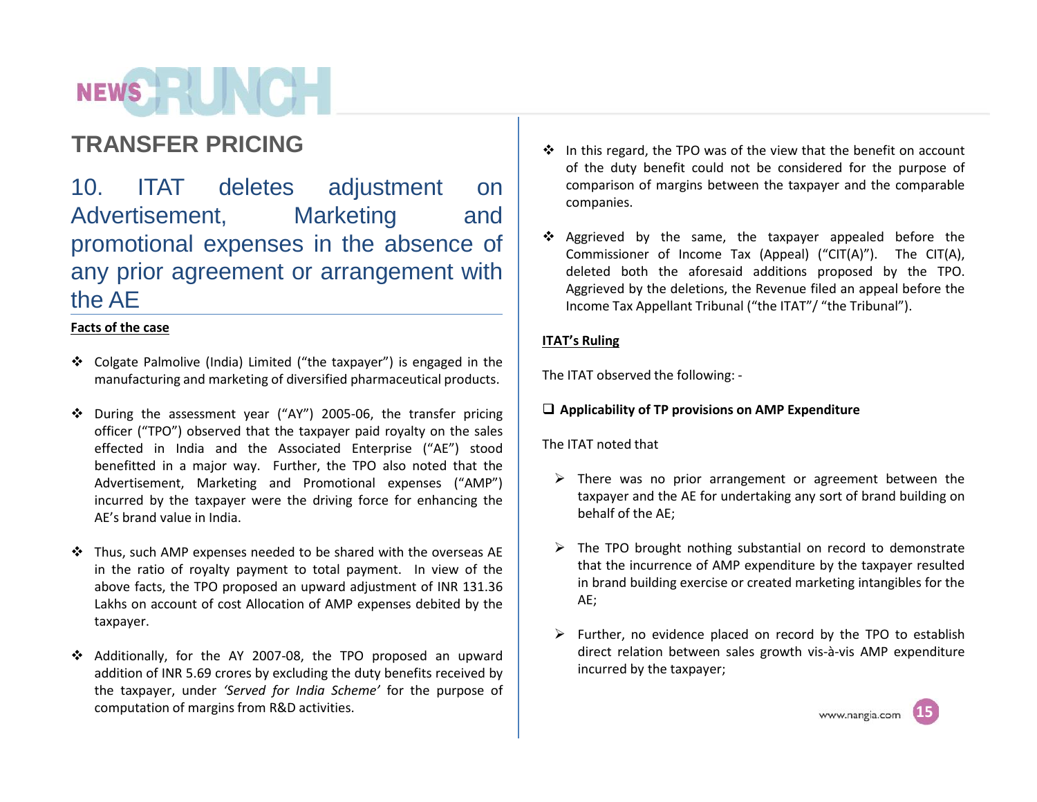# TRANSFER PRICING

## 10. ITAT deletes adjustment on Advertisement, Marketing and promotional expenses in the absence of any prior agreement or arrangement with the AE

**Facts of the case**

- Colgate Palmolive (India) Limited ("the taxpayer") is engaged in the manufacturing and marketing of diversified pharmaceutical products.

- During the assessment year ("AY") 2005-06, the transfer pricing officer ("TPO") observed that the taxpayer paid royalty on the sales effected in India and the Associated Enterprise ("AE") stood benefitted in a major way. Further, the TPO also noted that the Advertisement, Marketing and Promotional expenses ("AMP") incurred by the taxpayer were the driving force for enhancing the AE's brand value in India.

- Thus, such AMP expenses needed to be shared with the overseas AE in the ratio of royalty payment to total payment. In view of the above facts, the TPO proposed an upward adjustment of INR 131.36 Lakhs on account of cost Allocation of AMP expenses debited by the taxpayer.

- Additionally, for the AY 2007-08, the TPO proposed an upward addition of INR 5.69 crores by excluding the duty benefits received by the taxpayer, under *'Served for India Scheme'* for the purpose of computation of margins from R&D activities.

- In this regard, the TPO was of the view that the benefit on account of the duty benefit could not be considered for the purpose of comparison of margins between the taxpayer and the comparable companies.

- Aggrieved by the same, the taxpayer appealed before the Commissioner of Income Tax (Appeal) ("CIT(A)"). The CIT(A), deleted both the aforesaid additions proposed by the TPO. Aggrieved by the deletions, the Revenue filed an appeal before the Income Tax Appellant Tribunal ("the ITAT"/ "the Tribunal").

**ITAT's Ruling**

The ITAT observed the following: -

**Applicability of TP provisions on AMP Expenditure**

The ITAT noted that

- There was no prior arrangement or agreement between the taxpayer and the AE for undertaking any sort of brand building on behalf of the AE;

- The TPO brought nothing substantial on record to demonstrate that the incurrence of AMP expenditure by the taxpayer resulted in brand building exercise or created marketing intangibles for the AE;

- Further, no evidence placed on record by the TPO to establish direct relation between sales growth vis-à-vis AMP expenditure incurred by the taxpayer;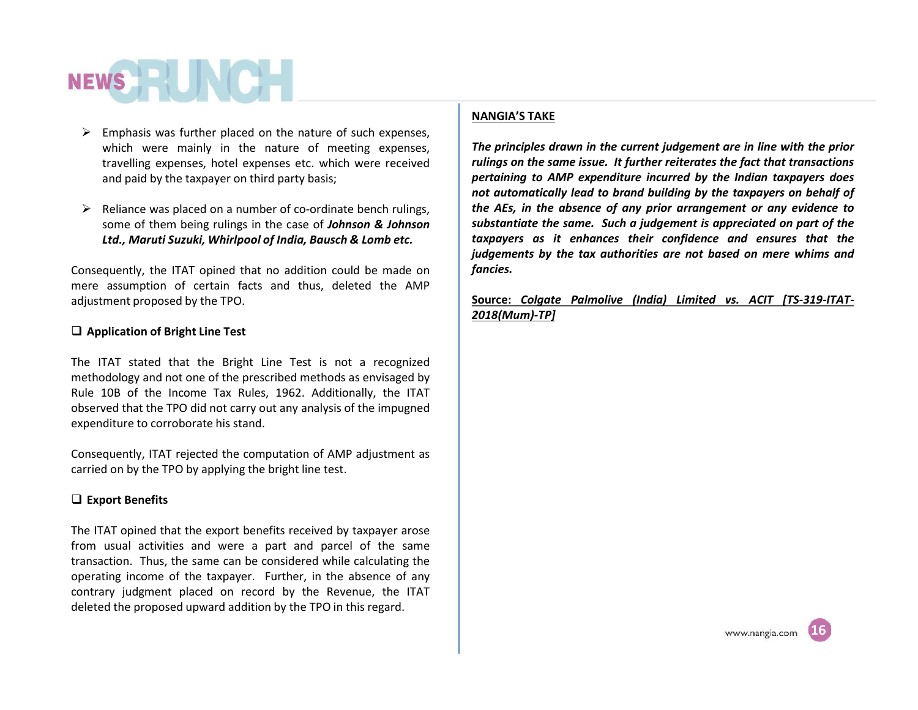- Emphasis was further placed on the nature of such expenses, which were mainly in the nature of meeting expenses, travelling expenses, hotel expenses etc. which were received and paid by the taxpayer on third party basis;

- Reliance was placed on a number of co-ordinate bench rulings, some of them being rulings in the case of ***Johnson & Johnson Ltd., Maruti Suzuki, Whirlpool of India, Bausch & Lomb etc.***

Consequently, the ITAT opined that no addition could be made on mere assumption of certain facts and thus, deleted the AMP adjustment proposed by the TPO.

**❑ Application of Bright Line Test**

The ITAT stated that the Bright Line Test is not a recognized methodology and not one of the prescribed methods as envisaged by Rule 10B of the Income Tax Rules, 1962. Additionally, the ITAT observed that the TPO did not carry out any analysis of the impugned expenditure to corroborate his stand.

Consequently, ITAT rejected the computation of AMP adjustment as carried on by the TPO by applying the bright line test.

**❑ Export Benefits**

The ITAT opined that the export benefits received by taxpayer arose from usual activities and were a part and parcel of the same transaction. Thus, the same can be considered while calculating the operating income of the taxpayer. Further, in the absence of any contrary judgment placed on record by the Revenue, the ITAT deleted the proposed upward addition by the TPO in this regard.

**NANGIA'S TAKE**

***The principles drawn in the current judgement are in line with the prior rulings on the same issue. It further reiterates the fact that transactions pertaining to AMP expenditure incurred by the Indian taxpayers does not automatically lead to brand building by the taxpayers on behalf of the AEs, in the absence of any prior arrangement or any evidence to substantiate the same. Such a judgement is appreciated on part of the taxpayers as it enhances their confidence and ensures that the judgements by the tax authorities are not based on mere whims and fancies.***

**Source: *Colgate Palmolive (India) Limited vs. ACIT [TS-319-ITAT-2018(Mum)-TP]***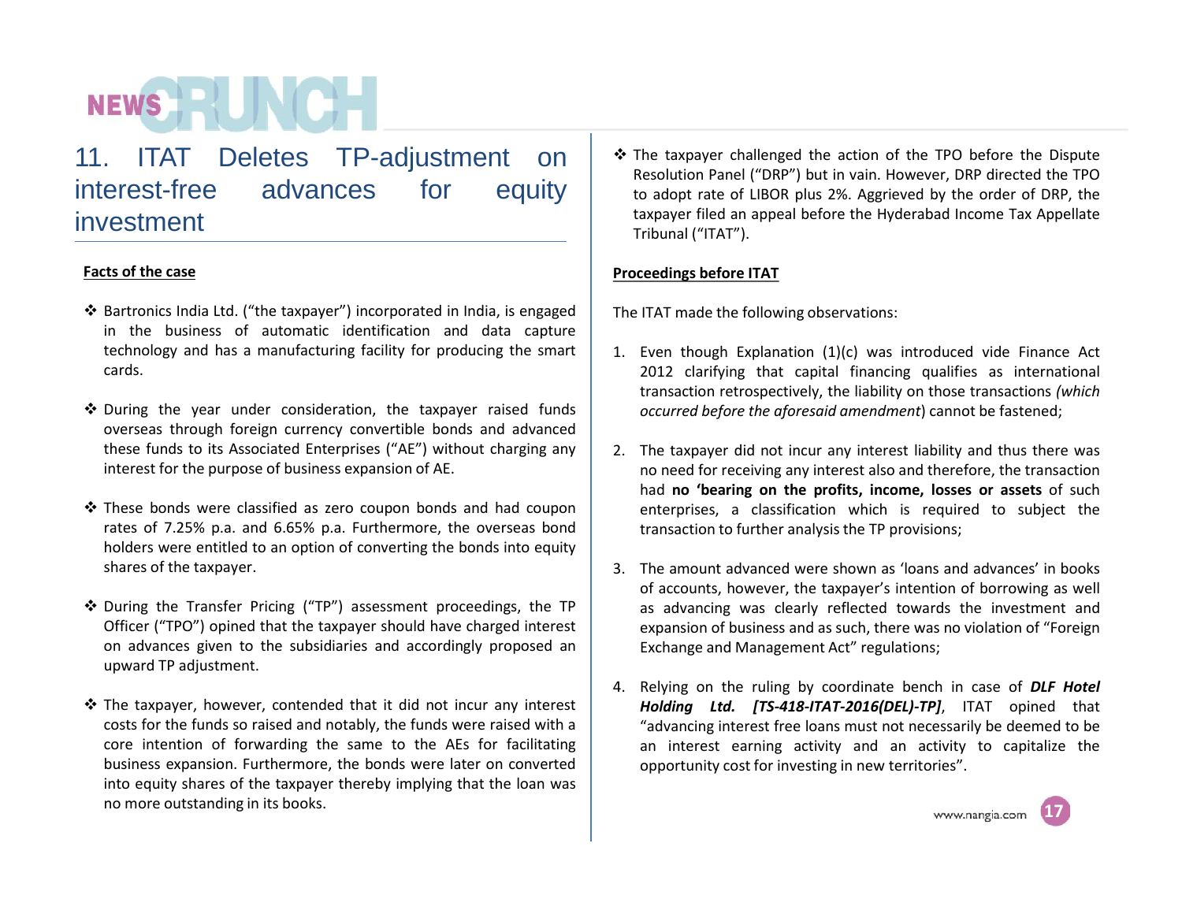## 11. ITAT Deletes TP-adjustment on interest-free advances for equity investment

**Facts of the case**

- Bartronics India Ltd. ("the taxpayer") incorporated in India, is engaged in the business of automatic identification and data capture technology and has a manufacturing facility for producing the smart cards.

- During the year under consideration, the taxpayer raised funds overseas through foreign currency convertible bonds and advanced these funds to its Associated Enterprises ("AE") without charging any interest for the purpose of business expansion of AE.

- These bonds were classified as zero coupon bonds and had coupon rates of 7.25% p.a. and 6.65% p.a. Furthermore, the overseas bond holders were entitled to an option of converting the bonds into equity shares of the taxpayer.

- During the Transfer Pricing ("TP") assessment proceedings, the TP Officer ("TPO") opined that the taxpayer should have charged interest on advances given to the subsidiaries and accordingly proposed an upward TP adjustment.

- The taxpayer, however, contended that it did not incur any interest costs for the funds so raised and notably, the funds were raised with a core intention of forwarding the same to the AEs for facilitating business expansion. Furthermore, the bonds were later on converted into equity shares of the taxpayer thereby implying that the loan was no more outstanding in its books.

- The taxpayer challenged the action of the TPO before the Dispute Resolution Panel ("DRP") but in vain. However, DRP directed the TPO to adopt rate of LIBOR plus 2%. Aggrieved by the order of DRP, the taxpayer filed an appeal before the Hyderabad Income Tax Appellate Tribunal ("ITAT").

**Proceedings before ITAT**

The ITAT made the following observations:

1. Even though Explanation (1)(c) was introduced vide Finance Act 2012 clarifying that capital financing qualifies as international transaction retrospectively, the liability on those transactions *(which occurred before the aforesaid amendment*) cannot be fastened;

2. The taxpayer did not incur any interest liability and thus there was no need for receiving any interest also and therefore, the transaction had **no 'bearing on the profits, income, losses or assets** of such enterprises, a classification which is required to subject the transaction to further analysis the TP provisions;

3. The amount advanced were shown as 'loans and advances' in books of accounts, however, the taxpayer's intention of borrowing as well as advancing was clearly reflected towards the investment and expansion of business and as such, there was no violation of "Foreign Exchange and Management Act" regulations;

4. Relying on the ruling by coordinate bench in case of ***DLF Hotel Holding Ltd. [TS-418-ITAT-2016(DEL)-TP]***, ITAT opined that "advancing interest free loans must not necessarily be deemed to be an interest earning activity and an activity to capitalize the opportunity cost for investing in new territories".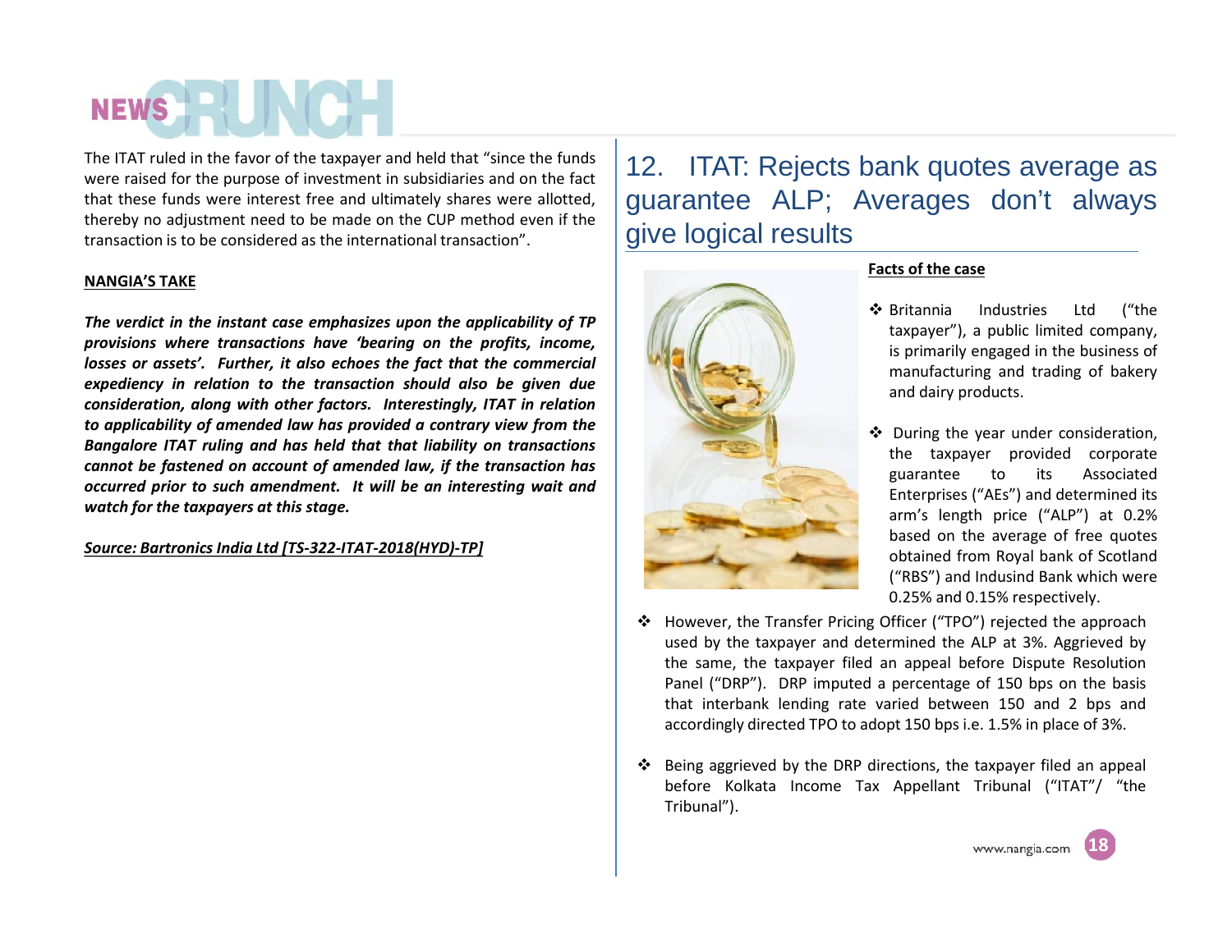The ITAT ruled in the favor of the taxpayer and held that "since the funds were raised for the purpose of investment in subsidiaries and on the fact that these funds were interest free and ultimately shares were allotted, thereby no adjustment need to be made on the CUP method even if the transaction is to be considered as the international transaction".

**NANGIA'S TAKE**

***The verdict in the instant case emphasizes upon the applicability of TP provisions where transactions have 'bearing on the profits, income, losses or assets'. Further, it also echoes the fact that the commercial expediency in relation to the transaction should also be given due consideration, along with other factors. Interestingly, ITAT in relation to applicability of amended law has provided a contrary view from the Bangalore ITAT ruling and has held that that liability on transactions cannot be fastened on account of amended law, if the transaction has occurred prior to such amendment. It will be an interesting wait and watch for the taxpayers at this stage.***

***Source: Bartronics India Ltd [TS-322-ITAT-2018(HYD)-TP]***

## 12. ITAT: Rejects bank quotes average as guarantee ALP; Averages don't always give logical results

**Facts of the case**

- Britannia Industries Ltd ("the taxpayer"), a public limited company, is primarily engaged in the business of manufacturing and trading of bakery and dairy products.
- During the year under consideration, the taxpayer provided corporate guarantee to its Associated Enterprises ("AEs") and determined its arm's length price ("ALP") at 0.2% based on the average of free quotes obtained from Royal bank of Scotland ("RBS") and Indusind Bank which were 0.25% and 0.15% respectively.
- However, the Transfer Pricing Officer ("TPO") rejected the approach used by the taxpayer and determined the ALP at 3%. Aggrieved by the same, the taxpayer filed an appeal before Dispute Resolution Panel ("DRP"). DRP imputed a percentage of 150 bps on the basis that interbank lending rate varied between 150 and 2 bps and accordingly directed TPO to adopt 150 bps i.e. 1.5% in place of 3%.
- Being aggrieved by the DRP directions, the taxpayer filed an appeal before Kolkata Income Tax Appellant Tribunal ("ITAT"/ "the Tribunal").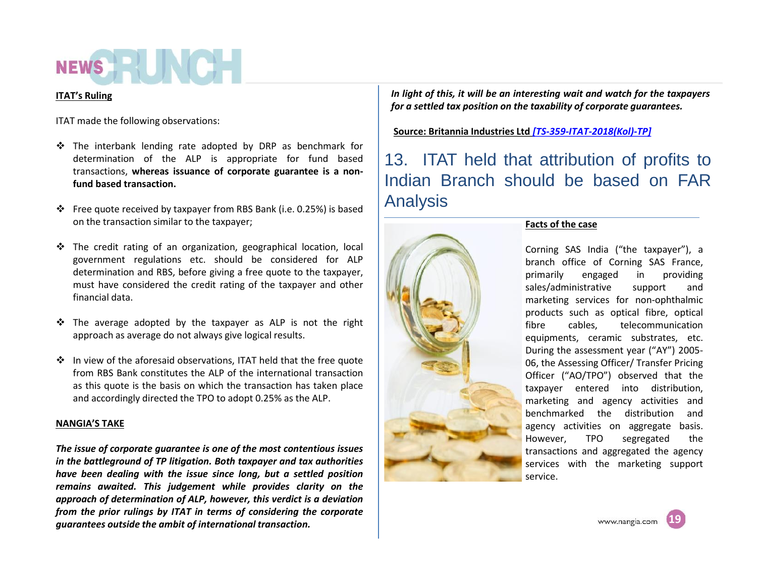**ITAT's Ruling**

ITAT made the following observations:

- The interbank lending rate adopted by DRP as benchmark for determination of the ALP is appropriate for fund based transactions, **whereas issuance of corporate guarantee is a non-fund based transaction.**

- Free quote received by taxpayer from RBS Bank (i.e. 0.25%) is based on the transaction similar to the taxpayer;

- The credit rating of an organization, geographical location, local government regulations etc. should be considered for ALP determination and RBS, before giving a free quote to the taxpayer, must have considered the credit rating of the taxpayer and other financial data.

- The average adopted by the taxpayer as ALP is not the right approach as average do not always give logical results.

- In view of the aforesaid observations, ITAT held that the free quote from RBS Bank constitutes the ALP of the international transaction as this quote is the basis on which the transaction has taken place and accordingly directed the TPO to adopt 0.25% as the ALP.

**NANGIA'S TAKE**

***The issue of corporate guarantee is one of the most contentious issues in the battleground of TP litigation. Both taxpayer and tax authorities have been dealing with the issue since long, but a settled position remains awaited. This judgement while provides clarity on the approach of determination of ALP, however, this verdict is a deviation from the prior rulings by ITAT in terms of considering the corporate guarantees outside the ambit of international transaction.***

***In light of this, it will be an interesting wait and watch for the taxpayers for a settled tax position on the taxability of corporate guarantees.***

**Source: Britannia Industries Ltd *[TS-359-ITAT-2018(Kol)-TP]***

## 13. ITAT held that attribution of profits to Indian Branch should be based on FAR Analysis

**Facts of the case**

Corning SAS India ("the taxpayer"), a branch office of Corning SAS France, primarily engaged in providing sales/administrative support and marketing services for non-ophthalmic products such as optical fibre, optical fibre cables, telecommunication equipments, ceramic substrates, etc. During the assessment year ("AY") 2005-06, the Assessing Officer/ Transfer Pricing Officer ("AO/TPO") observed that the taxpayer entered into distribution, marketing and agency activities and benchmarked the distribution and agency activities on aggregate basis. However, TPO segregated the transactions and aggregated the agency services with the marketing support service.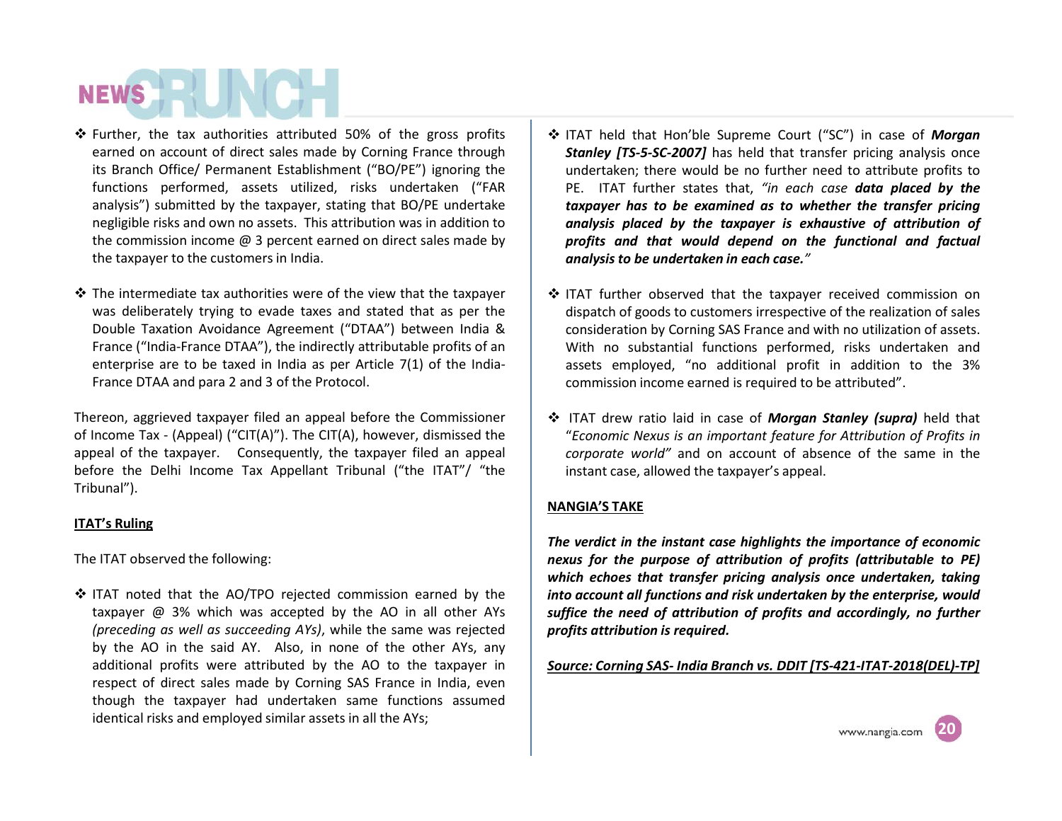- Further, the tax authorities attributed 50% of the gross profits earned on account of direct sales made by Corning France through its Branch Office/ Permanent Establishment ("BO/PE") ignoring the functions performed, assets utilized, risks undertaken ("FAR analysis") submitted by the taxpayer, stating that BO/PE undertake negligible risks and own no assets. This attribution was in addition to the commission income @ 3 percent earned on direct sales made by the taxpayer to the customers in India.

- The intermediate tax authorities were of the view that the taxpayer was deliberately trying to evade taxes and stated that as per the Double Taxation Avoidance Agreement ("DTAA") between India & France ("India-France DTAA"), the indirectly attributable profits of an enterprise are to be taxed in India as per Article 7(1) of the India-France DTAA and para 2 and 3 of the Protocol.

Thereon, aggrieved taxpayer filed an appeal before the Commissioner of Income Tax - (Appeal) ("CIT(A)"). The CIT(A), however, dismissed the appeal of the taxpayer. Consequently, the taxpayer filed an appeal before the Delhi Income Tax Appellant Tribunal ("the ITAT"/ "the Tribunal").

**ITAT's Ruling**

The ITAT observed the following:

- ITAT noted that the AO/TPO rejected commission earned by the taxpayer @ 3% which was accepted by the AO in all other AYs *(preceding as well as succeeding AYs)*, while the same was rejected by the AO in the said AY. Also, in none of the other AYs, any additional profits were attributed by the AO to the taxpayer in respect of direct sales made by Corning SAS France in India, even though the taxpayer had undertaken same functions assumed identical risks and employed similar assets in all the AYs;

- ITAT held that Hon'ble Supreme Court ("SC") in case of ***Morgan Stanley [TS-5-SC-2007]*** has held that transfer pricing analysis once undertaken; there would be no further need to attribute profits to PE. ITAT further states that, *"in each case* ***data placed by the taxpayer has to be examined as to whether the transfer pricing analysis placed by the taxpayer is exhaustive of attribution of profits and that would depend on the functional and factual analysis to be undertaken in each case."***

- ITAT further observed that the taxpayer received commission on dispatch of goods to customers irrespective of the realization of sales consideration by Corning SAS France and with no utilization of assets. With no substantial functions performed, risks undertaken and assets employed, "no additional profit in addition to the 3% commission income earned is required to be attributed".

- ITAT drew ratio laid in case of ***Morgan Stanley (supra)*** held that "*Economic Nexus is an important feature for Attribution of Profits in corporate world"* and on account of absence of the same in the instant case, allowed the taxpayer's appeal.

**NANGIA'S TAKE**

***The verdict in the instant case highlights the importance of economic nexus for the purpose of attribution of profits (attributable to PE) which echoes that transfer pricing analysis once undertaken, taking into account all functions and risk undertaken by the enterprise, would suffice the need of attribution of profits and accordingly, no further profits attribution is required.***

***Source: Corning SAS- India Branch vs. DDIT [TS-421-ITAT-2018(DEL)-TP]***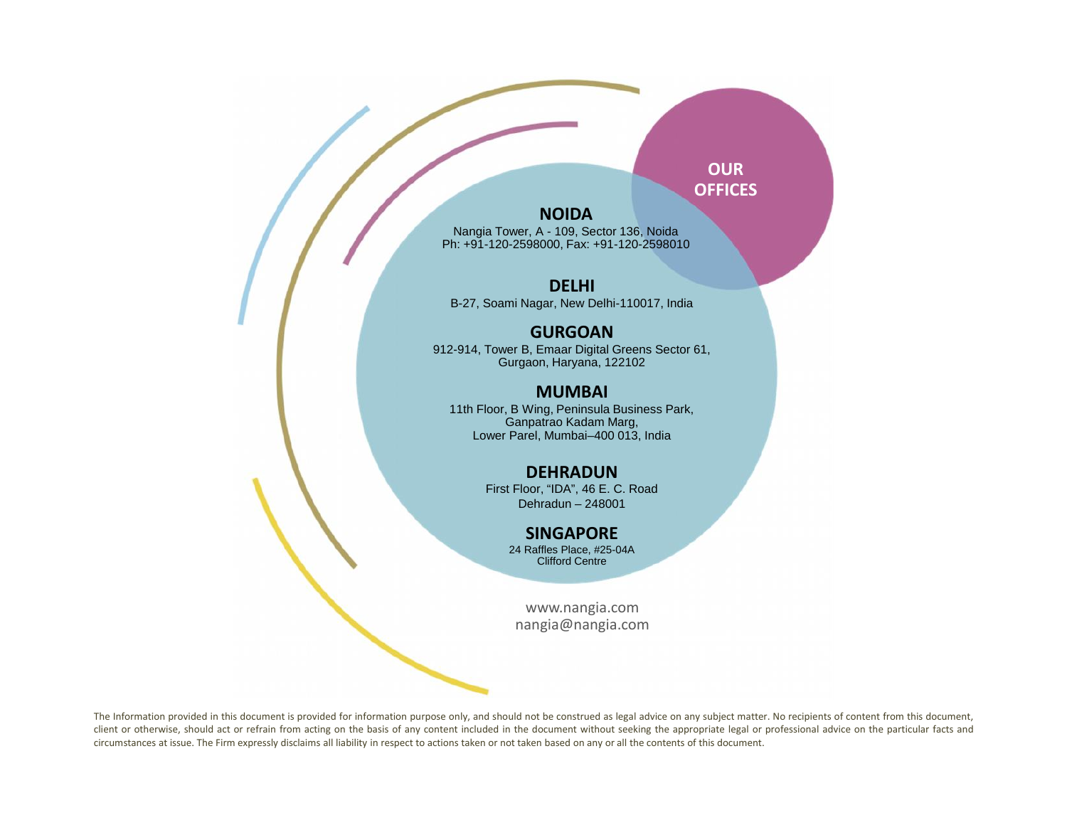## OUR OFFICES

### NOIDA

Nangia Tower, A - 109, Sector 136, Noida
Ph: +91-120-2598000, Fax: +91-120-2598010

### DELHI

B-27, Soami Nagar, New Delhi-110017, India

### GURGOAN

912-914, Tower B, Emaar Digital Greens Sector 61,
Gurgaon, Haryana, 122102

### MUMBAI

11th Floor, B Wing, Peninsula Business Park,
Ganpatrao Kadam Marg,
Lower Parel, Mumbai–400 013, India

### DEHRADUN

First Floor, "IDA", 46 E. C. Road
Dehradun – 248001

### SINGAPORE

24 Raffles Place, #25-04A
Clifford Centre

www.nangia.com
nangia@nangia.com

The Information provided in this document is provided for information purpose only, and should not be construed as legal advice on any subject matter. No recipients of content from this document, client or otherwise, should act or refrain from acting on the basis of any content included in the document without seeking the appropriate legal or professional advice on the particular facts and circumstances at issue. The Firm expressly disclaims all liability in respect to actions taken or not taken based on any or all the contents of this document.